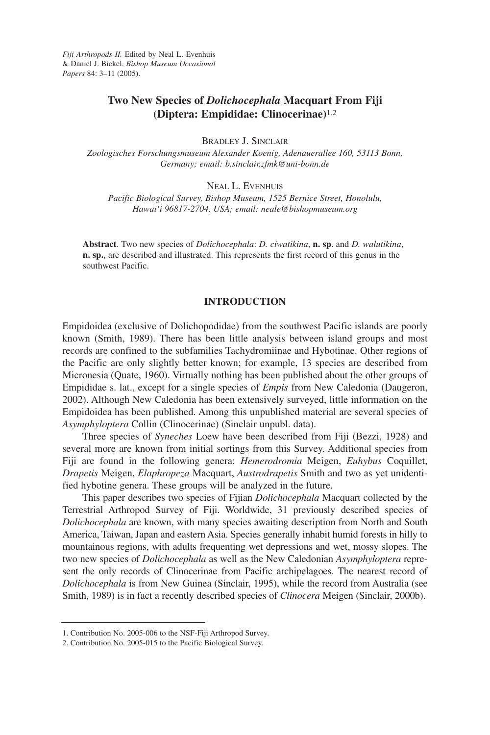*Fiji Arthropods II.* Edited by Neal L. Evenhuis & Daniel J. Bickel. *Bishop Museum Occasional Papers* 84: 3–11 (2005).

# Two New Species of *Dolichocephala* Macquart From Fiji (Diptera: Empididae: Clinocerinae)[1,2]

BRADLEY J. SINCLAIR

*Zoologisches Forschungsmuseum Alexander Koenig, Adenauerallee 160, 53113 Bonn, Germany; email: b.sinclair.zfmk@uni-bonn.de*

NEAL L. EVENHUIS

*Pacific Biological Survey, Bishop Museum, 1525 Bernice Street, Honolulu, Hawai'i 96817-2704, USA; email: neale@bishopmuseum.org*

**Abstract**. Two new species of *Dolichocephala*: *D. ciwatikina*, **n. sp**. and *D. walutikina*, **n. sp.**, are described and illustrated. This represents the first record of this genus in the southwest Pacific.

## INTRODUCTION

Empidoidea (exclusive of Dolichopodidae) from the southwest Pacific islands are poorly known (Smith, 1989). There has been little analysis between island groups and most records are confined to the subfamilies Tachydromiinae and Hybotinae. Other regions of the Pacific are only slightly better known; for example, 13 species are described from Micronesia (Quate, 1960). Virtually nothing has been published about the other groups of Empididae s. lat., except for a single species of *Empis* from New Caledonia (Daugeron, 2002). Although New Caledonia has been extensively surveyed, little information on the Empidoidea has been published. Among this unpublished material are several species of *Asymphyloptera* Collin (Clinocerinae) (Sinclair unpubl. data).

Three species of *Syneches* Loew have been described from Fiji (Bezzi, 1928) and several more are known from initial sortings from this Survey. Additional species from Fiji are found in the following genera: *Hemerodromia* Meigen, *Euhybus* Coquillet, *Drapetis* Meigen, *Elaphropeza* Macquart, *Austrodrapetis* Smith and two as yet unidentified hybotine genera. These groups will be analyzed in the future.

This paper describes two species of Fijian *Dolichocephala* Macquart collected by the Terrestrial Arthropod Survey of Fiji. Worldwide, 31 previously described species of *Dolichocephala* are known, with many species awaiting description from North and South America, Taiwan, Japan and eastern Asia. Species generally inhabit humid forests in hilly to mountainous regions, with adults frequenting wet depressions and wet, mossy slopes. The two new species of *Dolichocephala* as well as the New Caledonian *Asymphyloptera* represent the only records of Clinocerinae from Pacific archipelagoes. The nearest record of *Dolichocephala* is from New Guinea (Sinclair, 1995), while the record from Australia (see Smith, 1989) is in fact a recently described species of *Clinocera* Meigen (Sinclair, 2000b).

1. Contribution No. 2005-006 to the NSF-Fiji Arthropod Survey.
2. Contribution No. 2005-015 to the Pacific Biological Survey.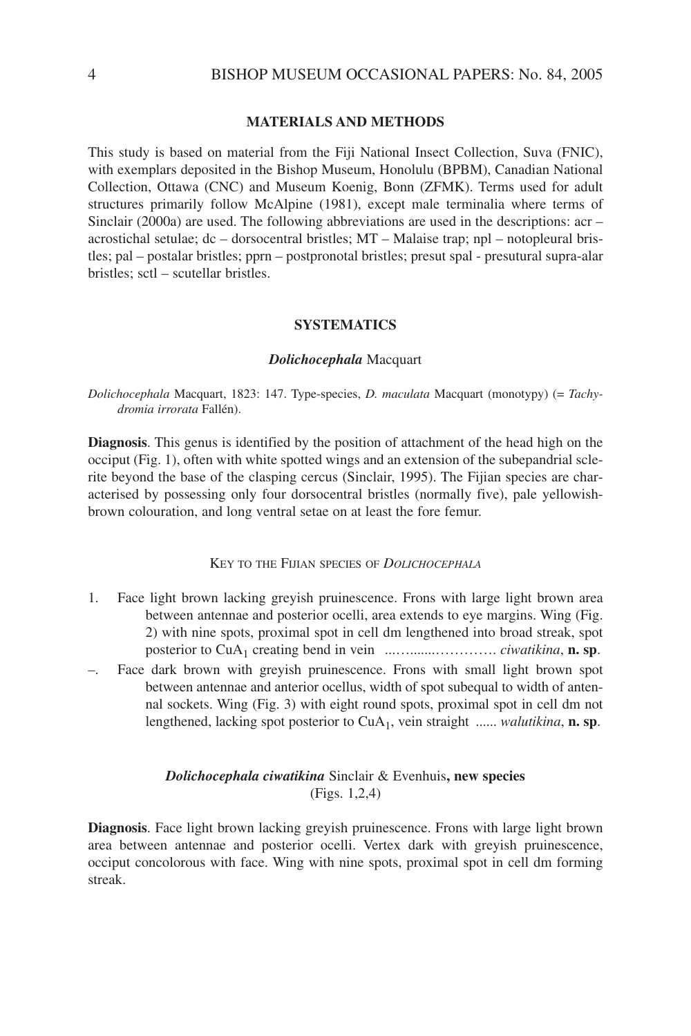## MATERIALS AND METHODS

This study is based on material from the Fiji National Insect Collection, Suva (FNIC), with exemplars deposited in the Bishop Museum, Honolulu (BPBM), Canadian National Collection, Ottawa (CNC) and Museum Koenig, Bonn (ZFMK). Terms used for adult structures primarily follow McAlpine (1981), except male terminalia where terms of Sinclair (2000a) are used. The following abbreviations are used in the descriptions: acr – acrostichal setulae; dc – dorsocentral bristles; MT – Malaise trap; npl – notopleural bristles; pal – postalar bristles; pprn – postpronotal bristles; presut spal - presutural supra-alar bristles; sctl – scutellar bristles.

## SYSTEMATICS

### *Dolichocephala* Macquart

*Dolichocephala* Macquart, 1823: 147. Type-species, *D. maculata* Macquart (monotypy) (= *Tachydromia irrorata* Fallén).

**Diagnosis**. This genus is identified by the position of attachment of the head high on the occiput (Fig. 1), often with white spotted wings and an extension of the subepandrial sclerite beyond the base of the clasping cercus (Sinclair, 1995). The Fijian species are characterised by possessing only four dorsocentral bristles (normally five), pale yellowish-brown colouration, and long ventral setae on at least the fore femur.

#### KEY TO THE FIJIAN SPECIES OF *DOLICHOCEPHALA*

1. Face light brown lacking greyish pruinescence. Frons with large light brown area between antennae and posterior ocelli, area extends to eye margins. Wing (Fig. 2) with nine spots, proximal spot in cell dm lengthened into broad streak, spot posterior to $CuA_1$ creating bend in vein ..….......…………. *ciwatikina*, **n. sp**.

–. Face dark brown with greyish pruinescence. Frons with small light brown spot between antennae and anterior ocellus, width of spot subequal to width of antennal sockets. Wing (Fig. 3) with eight round spots, proximal spot in cell dm not lengthened, lacking spot posterior to $CuA_1$, vein straight ...... *walutikina*, **n. sp**.

### *Dolichocephala ciwatikina* Sinclair & Evenhuis**, new species**
(Figs. 1,2,4)

**Diagnosis**. Face light brown lacking greyish pruinescence. Frons with large light brown area between antennae and posterior ocelli. Vertex dark with greyish pruinescence, occiput concolorous with face. Wing with nine spots, proximal spot in cell dm forming streak.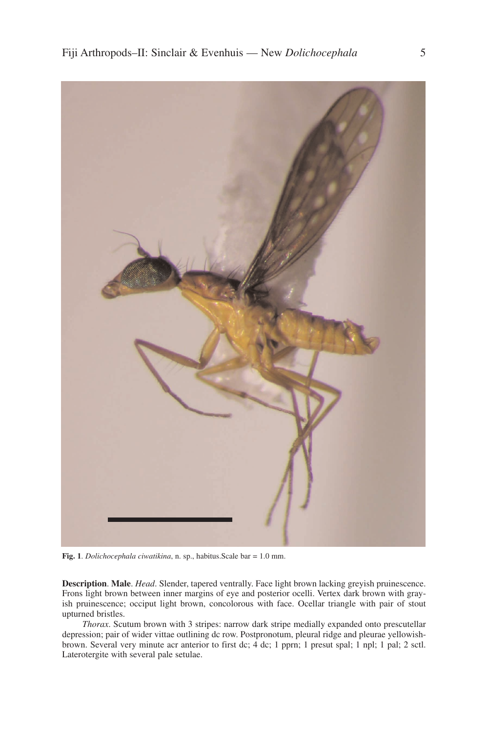**Fig. 1**. *Dolichocephala ciwatikina*, n. sp., habitus.Scale bar = 1.0 mm.

**Description**. **Male**. *Head*. Slender, tapered ventrally. Face light brown lacking greyish pruinescence. Frons light brown between inner margins of eye and posterior ocelli. Vertex dark brown with grayish pruinescence; occiput light brown, concolorous with face. Ocellar triangle with pair of stout upturned bristles.

*Thorax*. Scutum brown with 3 stripes: narrow dark stripe medially expanded onto prescutellar depression; pair of wider vittae outlining dc row. Postpronotum, pleural ridge and pleurae yellowish-brown. Several very minute acr anterior to first dc; 4 dc; 1 pprn; 1 presut spal; 1 npl; 1 pal; 2 sctl. Laterotergite with several pale setulae.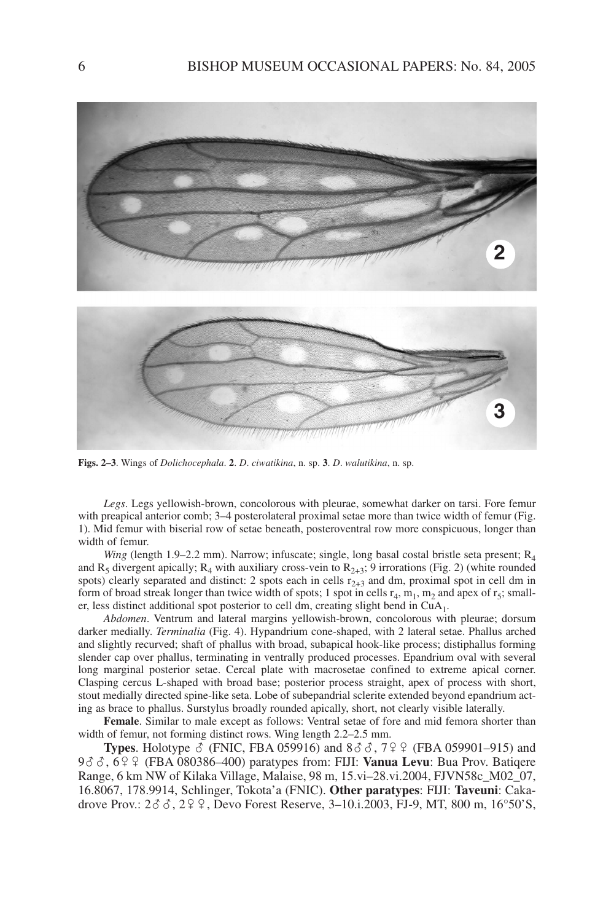**Figs. 2–3**. Wings of *Dolichocephala*. **2**. *D*. *ciwatikina*, n. sp. **3**. *D*. *walutikina*, n. sp.

*Legs*. Legs yellowish-brown, concolorous with pleurae, somewhat darker on tarsi. Fore femur with preapical anterior comb; 3–4 posterolateral proximal setae more than twice width of femur (Fig. 1). Mid femur with biserial row of setae beneath, posteroventral row more conspicuous, longer than width of femur.

*Wing* (length 1.9–2.2 mm). Narrow; infuscate; single, long basal costal bristle seta present; $R_4$ and $R_5$ divergent apically; $R_4$ with auxiliary cross-vein to $R_{2+3}$; 9 irrorations (Fig. 2) (white rounded spots) clearly separated and distinct: 2 spots each in cells $r_{2+3}$ and dm, proximal spot in cell dm in form of broad streak longer than twice width of spots; 1 spot in cells $r_4$, $m_1$, $m_2$ and apex of $r_5$; smaller, less distinct additional spot posterior to cell dm, creating slight bend in $CuA_1$.

*Abdomen*. Ventrum and lateral margins yellowish-brown, concolorous with pleurae; dorsum darker medially. *Terminalia* (Fig. 4). Hypandrium cone-shaped, with 2 lateral setae. Phallus arched and slightly recurved; shaft of phallus with broad, subapical hook-like process; distiphallus forming slender cap over phallus, terminating in ventrally produced processes. Epandrium oval with several long marginal posterior setae. Cercal plate with macrosetae confined to extreme apical corner. Clasping cercus L-shaped with broad base; posterior process straight, apex of process with short, stout medially directed spine-like seta. Lobe of subepandrial sclerite extended beyond epandrium acting as brace to phallus. Surstylus broadly rounded apically, short, not clearly visible laterally.

**Female**. Similar to male except as follows: Ventral setae of fore and mid femora shorter than width of femur, not forming distinct rows. Wing length 2.2–2.5 mm.

**Types**. Holotype ♂ (FNIC, FBA 059916) and 8♂♂, 7♀♀ (FBA 059901–915) and 9♂♂, 6♀♀ (FBA 080386–400) paratypes from: FIJI: **Vanua Levu**: Bua Prov. Batiqere Range, 6 km NW of Kilaka Village, Malaise, 98 m, 15.vi–28.vi.2004, FJVN58c_M02_07, 16.8067, 178.9914, Schlinger, Tokota'a (FNIC). **Other paratypes**: FIJI: **Taveuni**: Cakadrove Prov.: 2♂♂, 2♀♀, Devo Forest Reserve, 3–10.i.2003, FJ-9, MT, 800 m, 16°50'S,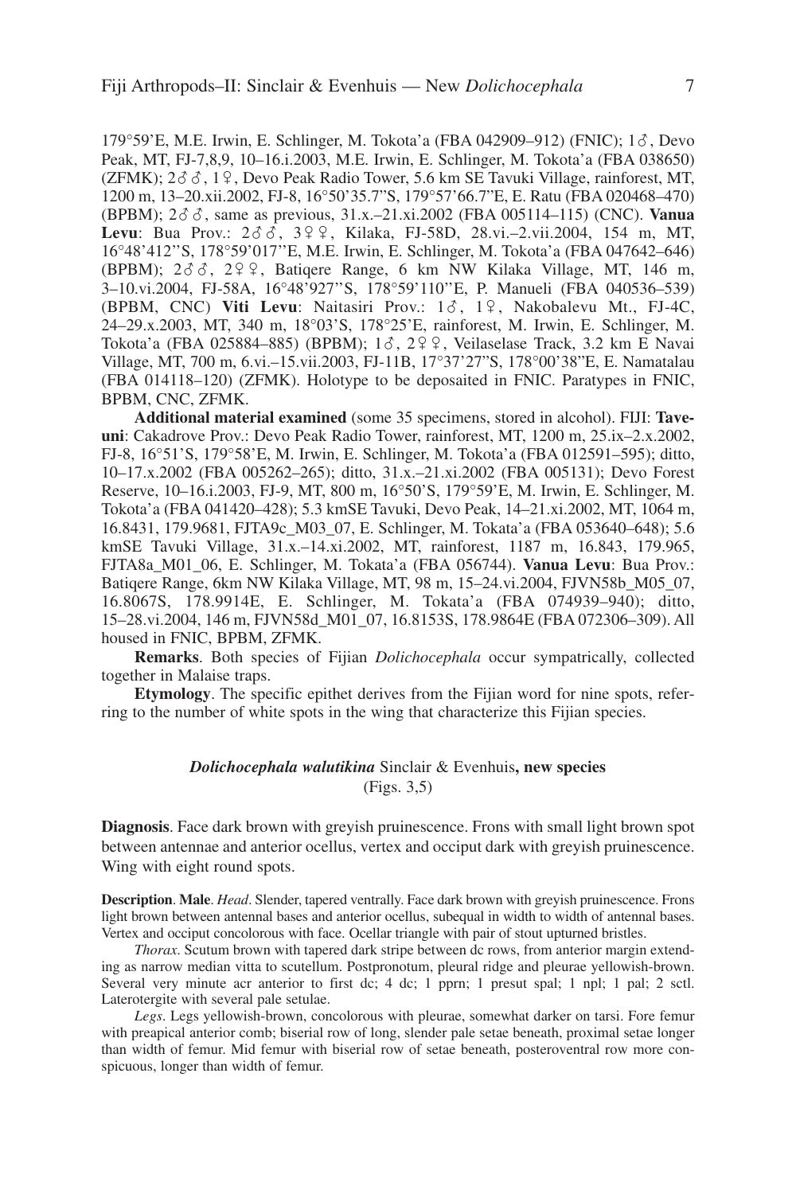179°59'E, M.E. Irwin, E. Schlinger, M. Tokota'a (FBA 042909–912) (FNIC); 1♂, Devo Peak, MT, FJ-7,8,9, 10–16.i.2003, M.E. Irwin, E. Schlinger, M. Tokota'a (FBA 038650) (ZFMK); 2♂♂, 1♀, Devo Peak Radio Tower, 5.6 km SE Tavuki Village, rainforest, MT, 1200 m, 13–20.xii.2002, FJ-8, 16°50'35.7"S, 179°57'66.7"E, E. Ratu (FBA 020468–470) (BPBM); 2♂♂, same as previous, 31.x.–21.xi.2002 (FBA 005114–115) (CNC). **Vanua Levu**: Bua Prov.: 2♂♂, 3♀♀, Kilaka, FJ-58D, 28.vi.–2.vii.2004, 154 m, MT, 16°48'412''S, 178°59'017''E, M.E. Irwin, E. Schlinger, M. Tokota'a (FBA 047642–646) (BPBM); 2♂♂, 2♀♀, Batiqere Range, 6 km NW Kilaka Village, MT, 146 m, 3–10.vi.2004, FJ-58A, 16°48'927''S, 178°59'110''E, P. Manueli (FBA 040536–539) (BPBM, CNC) **Viti Levu**: Naitasiri Prov.: 1♂, 1♀, Nakobalevu Mt., FJ-4C, 24–29.x.2003, MT, 340 m, 18°03'S, 178°25'E, rainforest, M. Irwin, E. Schlinger, M. Tokota'a (FBA 025884–885) (BPBM); 1♂, 2♀♀, Veilaselase Track, 3.2 km E Navai Village, MT, 700 m, 6.vi.–15.vii.2003, FJ-11B, 17°37'27"S, 178°00'38"E, E. Namatalau (FBA 014118–120) (ZFMK). Holotype to be deposaited in FNIC. Paratypes in FNIC, BPBM, CNC, ZFMK.

**Additional material examined** (some 35 specimens, stored in alcohol). FIJI: **Taveuni**: Cakadrove Prov.: Devo Peak Radio Tower, rainforest, MT, 1200 m, 25.ix–2.x.2002, FJ-8, 16°51'S, 179°58'E, M. Irwin, E. Schlinger, M. Tokota'a (FBA 012591–595); ditto, 10–17.x.2002 (FBA 005262–265); ditto, 31.x.–21.xi.2002 (FBA 005131); Devo Forest Reserve, 10–16.i.2003, FJ-9, MT, 800 m, 16°50'S, 179°59'E, M. Irwin, E. Schlinger, M. Tokota'a (FBA 041420–428); 5.3 kmSE Tavuki, Devo Peak, 14–21.xi.2002, MT, 1064 m, 16.8431, 179.9681, FJTA9c_M03_07, E. Schlinger, M. Tokata'a (FBA 053640–648); 5.6 kmSE Tavuki Village, 31.x.–14.xi.2002, MT, rainforest, 1187 m, 16.843, 179.965, FJTA8a_M01_06, E. Schlinger, M. Tokata'a (FBA 056744). **Vanua Levu**: Bua Prov.: Batiqere Range, 6km NW Kilaka Village, MT, 98 m, 15–24.vi.2004, FJVN58b_M05_07, 16.8067S, 178.9914E, E. Schlinger, M. Tokata'a (FBA 074939–940); ditto, 15–28.vi.2004, 146 m, FJVN58d_M01_07, 16.8153S, 178.9864E (FBA 072306–309). All housed in FNIC, BPBM, ZFMK.

**Remarks**. Both species of Fijian *Dolichocephala* occur sympatrically, collected together in Malaise traps.

**Etymology**. The specific epithet derives from the Fijian word for nine spots, referring to the number of white spots in the wing that characterize this Fijian species.

### *Dolichocephala walutikina* Sinclair & Evenhuis, **new species**
(Figs. 3,5)

**Diagnosis**. Face dark brown with greyish pruinescence. Frons with small light brown spot between antennae and anterior ocellus, vertex and occiput dark with greyish pruinescence. Wing with eight round spots.

**Description**. **Male**. *Head*. Slender, tapered ventrally. Face dark brown with greyish pruinescence. Frons light brown between antennal bases and anterior ocellus, subequal in width to width of antennal bases. Vertex and occiput concolorous with face. Ocellar triangle with pair of stout upturned bristles.

*Thorax*. Scutum brown with tapered dark stripe between dc rows, from anterior margin extending as narrow median vitta to scutellum. Postpronotum, pleural ridge and pleurae yellowish-brown. Several very minute acr anterior to first dc; 4 dc; 1 pprn; 1 presut spal; 1 npl; 1 pal; 2 sctl. Laterotergite with several pale setulae.

*Legs*. Legs yellowish-brown, concolorous with pleurae, somewhat darker on tarsi. Fore femur with preapical anterior comb; biserial row of long, slender pale setae beneath, proximal setae longer than width of femur. Mid femur with biserial row of setae beneath, posteroventral row more conspicuous, longer than width of femur.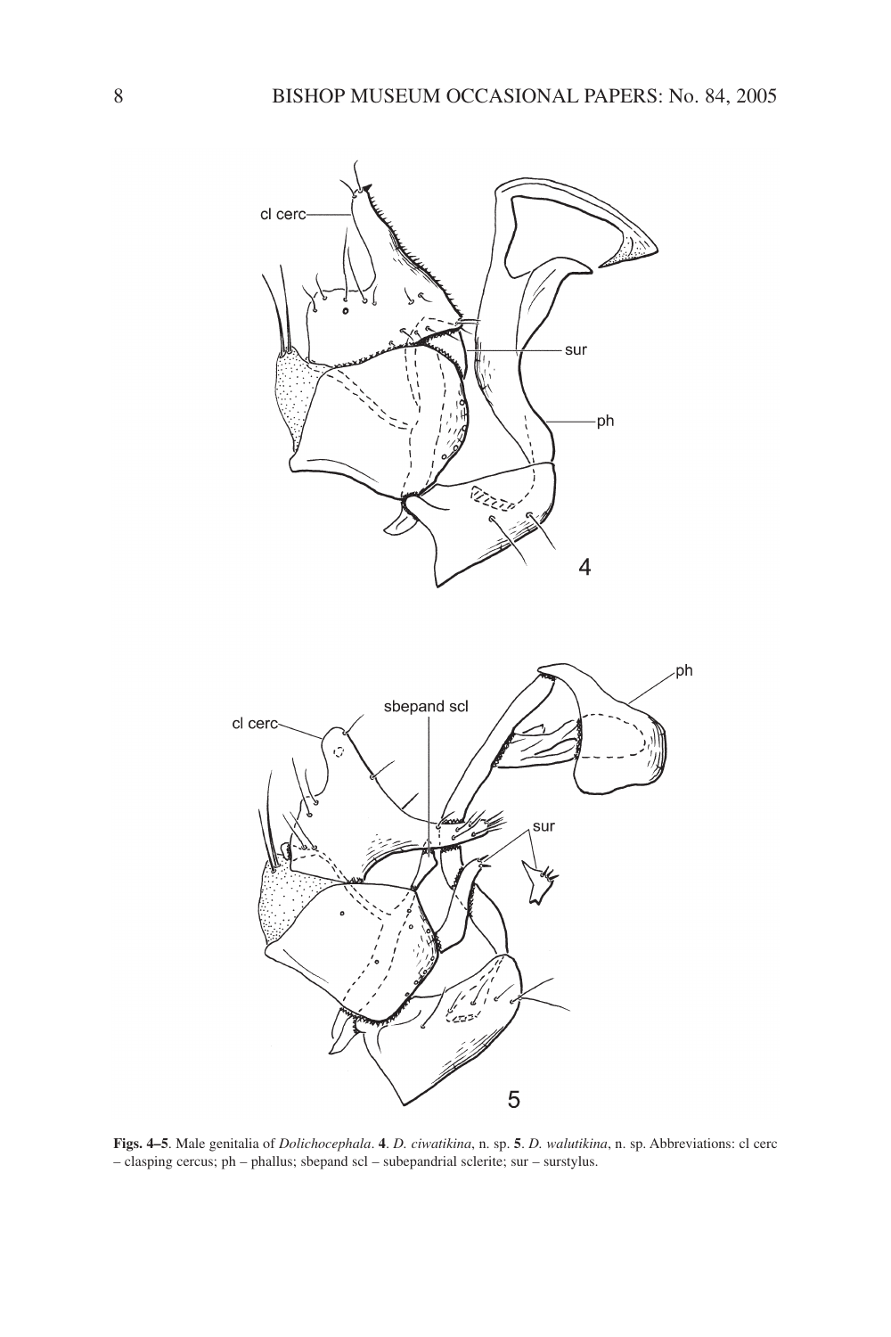cl cerc

sur

ph

4

ph

sbepand scl

cl cerc

sur

5

**Figs. 4–5**. Male genitalia of *Dolichocephala*. **4**. *D. ciwatikina*, n. sp. **5**. *D. walutikina*, n. sp. Abbreviations: cl cerc – clasping cercus; ph – phallus; sbepand scl – subepandrial sclerite; sur – surstylus.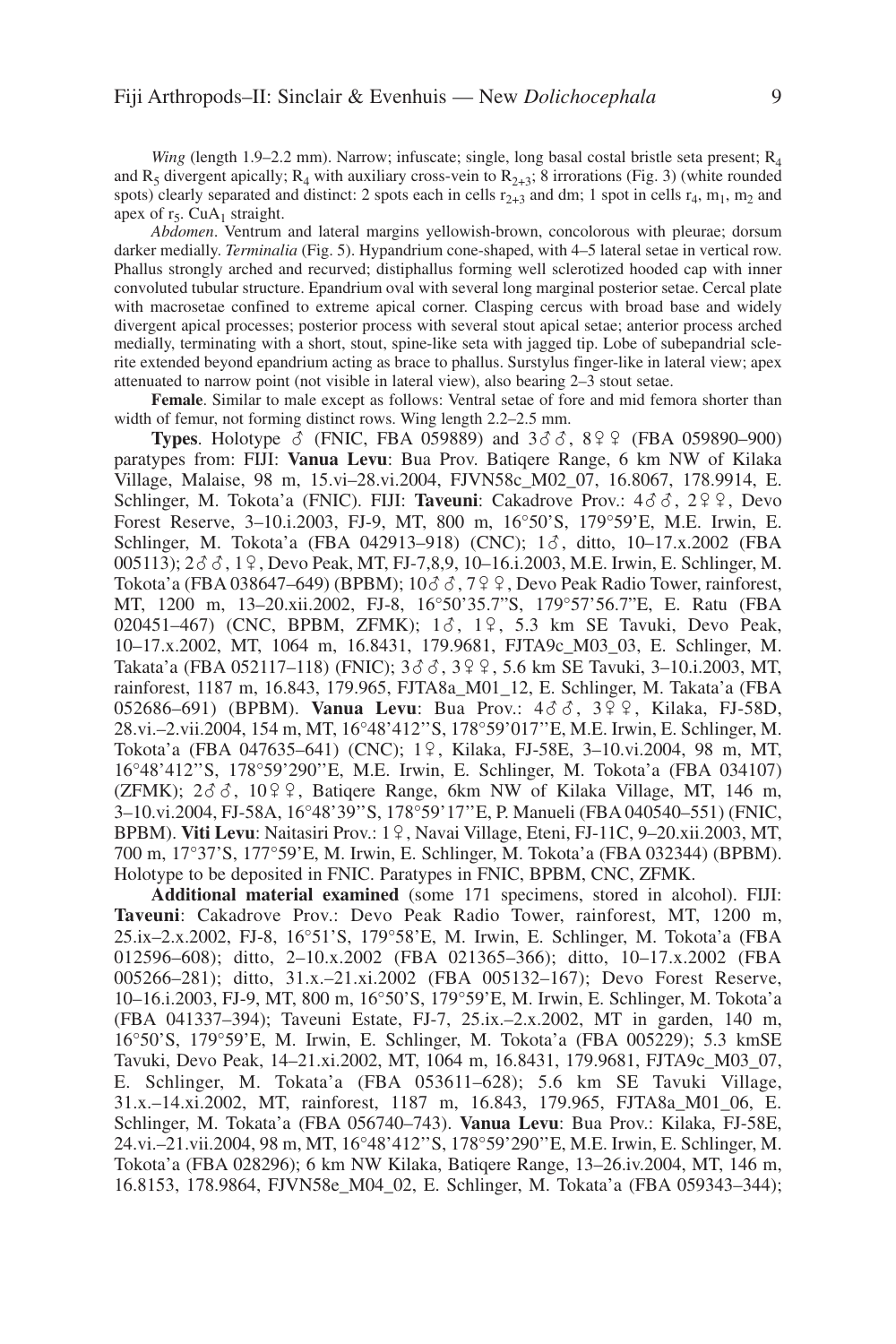*Wing* (length 1.9–2.2 mm). Narrow; infuscate; single, long basal costal bristle seta present; $R_4$ and $R_5$ divergent apically; $R_4$ with auxiliary cross-vein to $R_{2+3}$; 8 irrorations (Fig. 3) (white rounded spots) clearly separated and distinct: 2 spots each in cells $r_{2+3}$ and dm; 1 spot in cells $r_4$, $m_1$, $m_2$ and apex of $r_5$. $CuA_1$ straight.

*Abdomen*. Ventrum and lateral margins yellowish-brown, concolorous with pleurae; dorsum darker medially. *Terminalia* (Fig. 5). Hypandrium cone-shaped, with 4–5 lateral setae in vertical row. Phallus strongly arched and recurved; distiphallus forming well sclerotized hooded cap with inner convoluted tubular structure. Epandrium oval with several long marginal posterior setae. Cercal plate with macrosetae confined to extreme apical corner. Clasping cercus with broad base and widely divergent apical processes; posterior process with several stout apical setae; anterior process arched medially, terminating with a short, stout, spine-like seta with jagged tip. Lobe of subepandrial sclerite extended beyond epandrium acting as brace to phallus. Surstylus finger-like in lateral view; apex attenuated to narrow point (not visible in lateral view), also bearing 2–3 stout setae.

**Female**. Similar to male except as follows: Ventral setae of fore and mid femora shorter than width of femur, not forming distinct rows. Wing length 2.2–2.5 mm.

**Types**. Holotype ♂ (FNIC, FBA 059889) and 3♂♂, 8♀♀ (FBA 059890–900) paratypes from: FIJI: **Vanua Levu**: Bua Prov. Batiqere Range, 6 km NW of Kilaka Village, Malaise, 98 m, 15.vi–28.vi.2004, FJVN58c_M02_07, 16.8067, 178.9914, E. Schlinger, M. Tokota'a (FNIC). FIJI: **Taveuni**: Cakadrove Prov.: 4♂♂, 2♀♀, Devo Forest Reserve, 3–10.i.2003, FJ-9, MT, 800 m, 16°50'S, 179°59'E, M.E. Irwin, E. Schlinger, M. Tokota'a (FBA 042913–918) (CNC); 1♂, ditto, 10–17.x.2002 (FBA 005113); 2♂♂, 1♀, Devo Peak, MT, FJ-7,8,9, 10–16.i.2003, M.E. Irwin, E. Schlinger, M. Tokota'a (FBA 038647–649) (BPBM); 10♂♂, 7♀♀, Devo Peak Radio Tower, rainforest, MT, 1200 m, 13–20.xii.2002, FJ-8, 16°50'35.7"S, 179°57'56.7"E, E. Ratu (FBA 020451–467) (CNC, BPBM, ZFMK); 1♂, 1♀, 5.3 km SE Tavuki, Devo Peak, 10–17.x.2002, MT, 1064 m, 16.8431, 179.9681, FJTA9c_M03_03, E. Schlinger, M. Takata'a (FBA 052117–118) (FNIC); 3♂♂, 3♀♀, 5.6 km SE Tavuki, 3–10.i.2003, MT, rainforest, 1187 m, 16.843, 179.965, FJTA8a_M01_12, E. Schlinger, M. Takata'a (FBA 052686–691) (BPBM). **Vanua Levu**: Bua Prov.: 4♂♂, 3♀♀, Kilaka, FJ-58D, 28.vi.–2.vii.2004, 154 m, MT, 16°48'412''S, 178°59'017''E, M.E. Irwin, E. Schlinger, M. Tokota'a (FBA 047635–641) (CNC); 1♀, Kilaka, FJ-58E, 3–10.vi.2004, 98 m, MT, 16°48'412''S, 178°59'290''E, M.E. Irwin, E. Schlinger, M. Tokota'a (FBA 034107) (ZFMK); 2♂♂, 10♀♀, Batiqere Range, 6km NW of Kilaka Village, MT, 146 m, 3–10.vi.2004, FJ-58A, 16°48'39''S, 178°59'17''E, P. Manueli (FBA 040540–551) (FNIC, BPBM). **Viti Levu**: Naitasiri Prov.: 1♀, Navai Village, Eteni, FJ-11C, 9–20.xii.2003, MT, 700 m, 17°37'S, 177°59'E, M. Irwin, E. Schlinger, M. Tokota'a (FBA 032344) (BPBM). Holotype to be deposited in FNIC. Paratypes in FNIC, BPBM, CNC, ZFMK.

**Additional material examined** (some 171 specimens, stored in alcohol). FIJI: **Taveuni**: Cakadrove Prov.: Devo Peak Radio Tower, rainforest, MT, 1200 m, 25.ix–2.x.2002, FJ-8, 16°51'S, 179°58'E, M. Irwin, E. Schlinger, M. Tokota'a (FBA 012596–608); ditto, 2–10.x.2002 (FBA 021365–366); ditto, 10–17.x.2002 (FBA 005266–281); ditto, 31.x.–21.xi.2002 (FBA 005132–167); Devo Forest Reserve, 10–16.i.2003, FJ-9, MT, 800 m, 16°50'S, 179°59'E, M. Irwin, E. Schlinger, M. Tokota'a (FBA 041337–394); Taveuni Estate, FJ-7, 25.ix.–2.x.2002, MT in garden, 140 m, 16°50'S, 179°59'E, M. Irwin, E. Schlinger, M. Tokota'a (FBA 005229); 5.3 kmSE Tavuki, Devo Peak, 14–21.xi.2002, MT, 1064 m, 16.8431, 179.9681, FJTA9c_M03_07, E. Schlinger, M. Tokata'a (FBA 053611–628); 5.6 km SE Tavuki Village, 31.x.–14.xi.2002, MT, rainforest, 1187 m, 16.843, 179.965, FJTA8a_M01_06, E. Schlinger, M. Tokata'a (FBA 056740–743). **Vanua Levu**: Bua Prov.: Kilaka, FJ-58E, 24.vi.–21.vii.2004, 98 m, MT, 16°48'412''S, 178°59'290''E, M.E. Irwin, E. Schlinger, M. Tokota'a (FBA 028296); 6 km NW Kilaka, Batiqere Range, 13–26.iv.2004, MT, 146 m, 16.8153, 178.9864, FJVN58e_M04_02, E. Schlinger, M. Tokata'a (FBA 059343–344);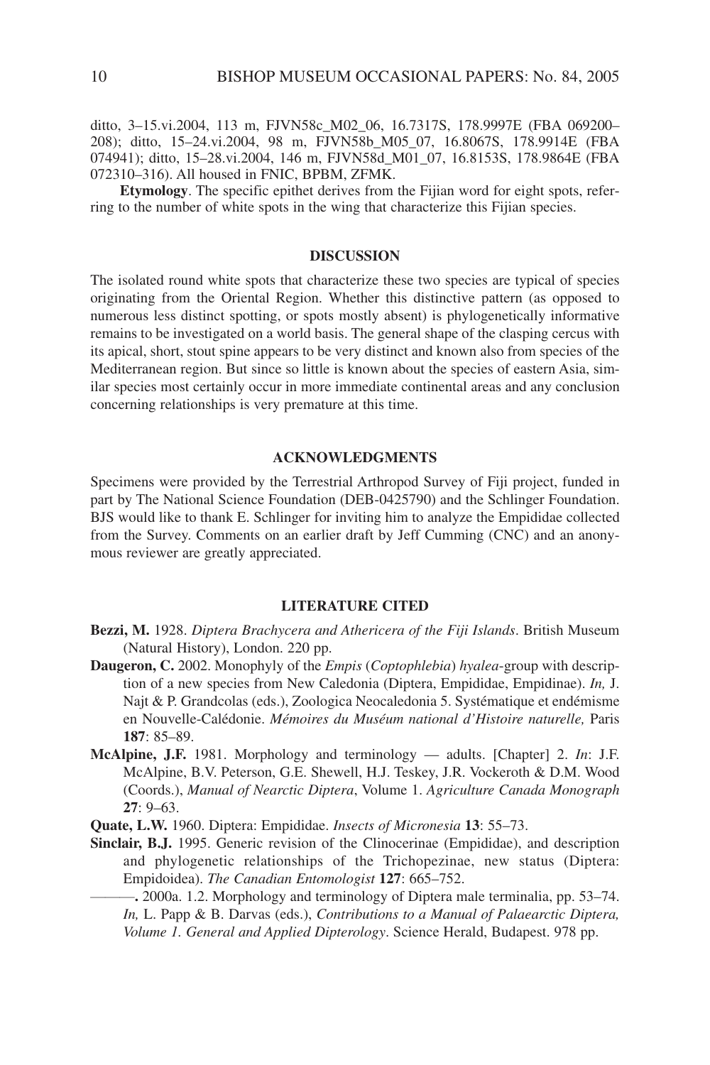ditto, 3–15.vi.2004, 113 m, FJVN58c_M02_06, 16.7317S, 178.9997E (FBA 069200–208); ditto, 15–24.vi.2004, 98 m, FJVN58b_M05_07, 16.8067S, 178.9914E (FBA 074941); ditto, 15–28.vi.2004, 146 m, FJVN58d_M01_07, 16.8153S, 178.9864E (FBA 072310–316). All housed in FNIC, BPBM, ZFMK.

**Etymology**. The specific epithet derives from the Fijian word for eight spots, referring to the number of white spots in the wing that characterize this Fijian species.

## DISCUSSION

The isolated round white spots that characterize these two species are typical of species originating from the Oriental Region. Whether this distinctive pattern (as opposed to numerous less distinct spotting, or spots mostly absent) is phylogenetically informative remains to be investigated on a world basis. The general shape of the clasping cercus with its apical, short, stout spine appears to be very distinct and known also from species of the Mediterranean region. But since so little is known about the species of eastern Asia, similar species most certainly occur in more immediate continental areas and any conclusion concerning relationships is very premature at this time.

## ACKNOWLEDGMENTS

Specimens were provided by the Terrestrial Arthropod Survey of Fiji project, funded in part by The National Science Foundation (DEB-0425790) and the Schlinger Foundation. BJS would like to thank E. Schlinger for inviting him to analyze the Empididae collected from the Survey. Comments on an earlier draft by Jeff Cumming (CNC) and an anonymous reviewer are greatly appreciated.

## LITERATURE CITED

**Bezzi, M.** 1928. *Diptera Brachycera and Athericera of the Fiji Islands*. British Museum (Natural History), London. 220 pp.

**Daugeron, C.** 2002. Monophyly of the *Empis* (*Coptophlebia*) *hyalea*-group with description of a new species from New Caledonia (Diptera, Empididae, Empidinae). *In,* J. Najt & P. Grandcolas (eds.), Zoologica Neocaledonia 5. Systématique et endémisme en Nouvelle-Calédonie. *Mémoires du Muséum national d'Histoire naturelle,* Paris **187**: 85–89.

**McAlpine, J.F.** 1981. Morphology and terminology — adults. [Chapter] 2. *In*: J.F. McAlpine, B.V. Peterson, G.E. Shewell, H.J. Teskey, J.R. Vockeroth & D.M. Wood (Coords.), *Manual of Nearctic Diptera*, Volume 1. *Agriculture Canada Monograph* **27**: 9–63.

**Quate, L.W.** 1960. Diptera: Empididae. *Insects of Micronesia* **13**: 55–73.

**Sinclair, B.J.** 1995. Generic revision of the Clinocerinae (Empididae), and description and phylogenetic relationships of the Trichopezinae, new status (Diptera: Empidoidea). *The Canadian Entomologist* **127**: 665–752.

———**.** 2000a. 1.2. Morphology and terminology of Diptera male terminalia, pp. 53–74. *In,* L. Papp & B. Darvas (eds.), *Contributions to a Manual of Palaearctic Diptera, Volume 1. General and Applied Dipterology*. Science Herald, Budapest. 978 pp.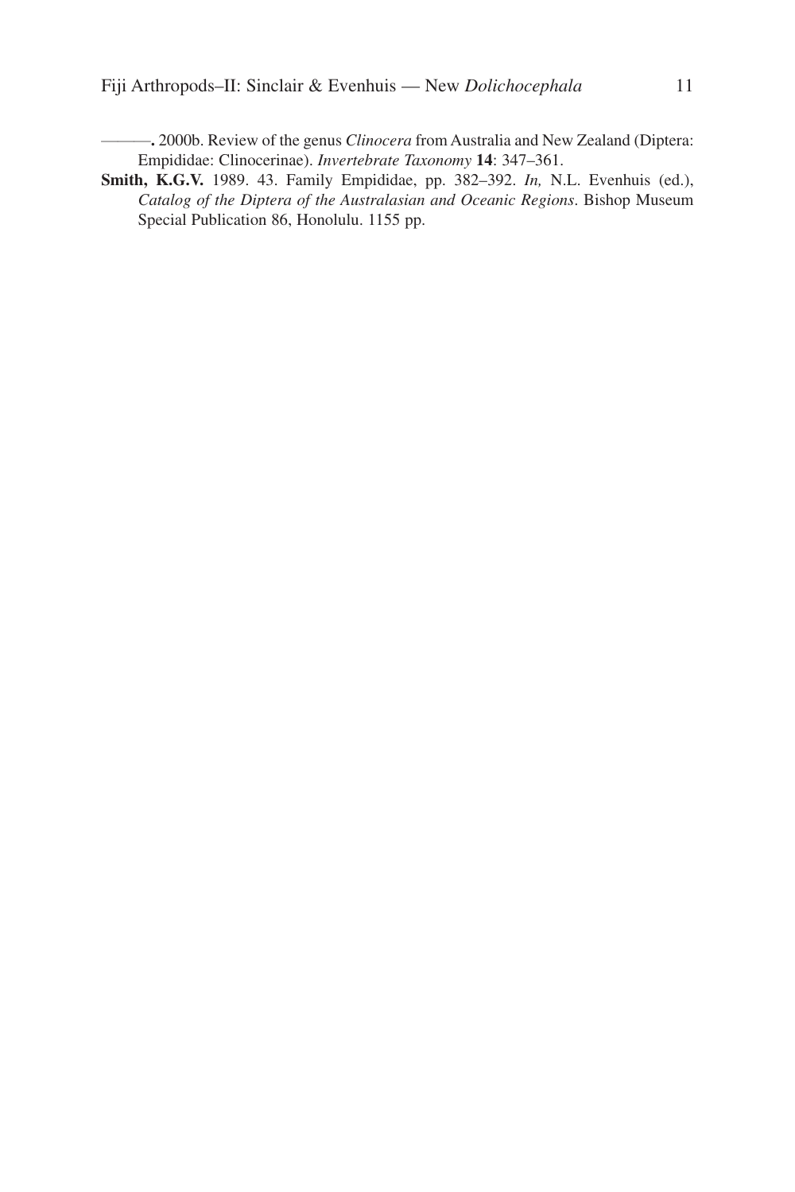———**.** 2000b. Review of the genus *Clinocera* from Australia and New Zealand (Diptera: Empididae: Clinocerinae). *Invertebrate Taxonomy* **14**: 347–361.

**Smith, K.G.V.** 1989. 43. Family Empididae, pp. 382–392. *In,* N.L. Evenhuis (ed.), *Catalog of the Diptera of the Australasian and Oceanic Regions*. Bishop Museum Special Publication 86, Honolulu. 1155 pp.